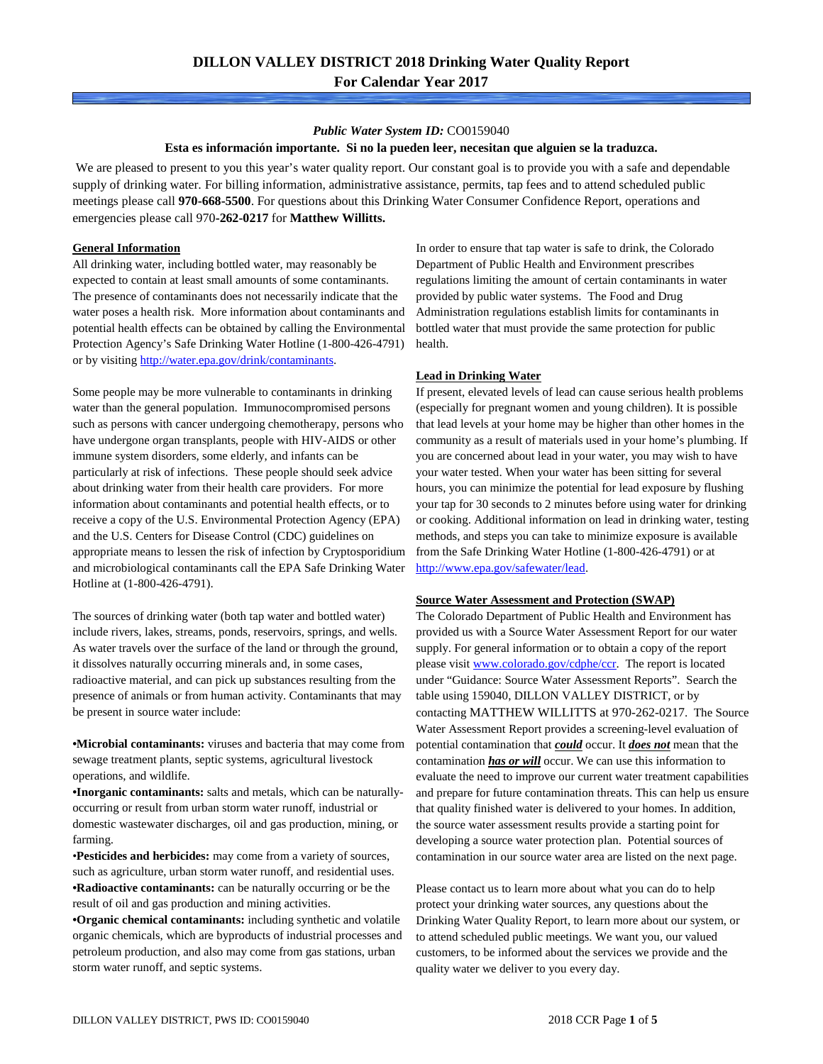# DILLON VALLEY DISTRICT 2018 Drinking Water Quality Report
## For Calendar Year 2017

***Public Water System ID:*** CO0159040

**Esta es información importante. Si no la pueden leer, necesitan que alguien se la traduzca.**

We are pleased to present to you this year's water quality report. Our constant goal is to provide you with a safe and dependable supply of drinking water. For billing information, administrative assistance, permits, tap fees and to attend scheduled public meetings please call **970-668-5500**. For questions about this Drinking Water Consumer Confidence Report, operations and emergencies please call 970**-262-0217** for **Matthew Willitts.**

### General Information

All drinking water, including bottled water, may reasonably be expected to contain at least small amounts of some contaminants. The presence of contaminants does not necessarily indicate that the water poses a health risk. More information about contaminants and potential health effects can be obtained by calling the Environmental Protection Agency's Safe Drinking Water Hotline (1-800-426-4791) or by visiting http://water.epa.gov/drink/contaminants.

Some people may be more vulnerable to contaminants in drinking water than the general population. Immunocompromised persons such as persons with cancer undergoing chemotherapy, persons who have undergone organ transplants, people with HIV-AIDS or other immune system disorders, some elderly, and infants can be particularly at risk of infections. These people should seek advice about drinking water from their health care providers. For more information about contaminants and potential health effects, or to receive a copy of the U.S. Environmental Protection Agency (EPA) and the U.S. Centers for Disease Control (CDC) guidelines on appropriate means to lessen the risk of infection by Cryptosporidium and microbiological contaminants call the EPA Safe Drinking Water Hotline at (1-800-426-4791).

The sources of drinking water (both tap water and bottled water) include rivers, lakes, streams, ponds, reservoirs, springs, and wells. As water travels over the surface of the land or through the ground, it dissolves naturally occurring minerals and, in some cases, radioactive material, and can pick up substances resulting from the presence of animals or from human activity. Contaminants that may be present in source water include:

- **Microbial contaminants:** viruses and bacteria that may come from sewage treatment plants, septic systems, agricultural livestock operations, and wildlife.
- **Inorganic contaminants:** salts and metals, which can be naturally-occurring or result from urban storm water runoff, industrial or domestic wastewater discharges, oil and gas production, mining, or farming.
- **Pesticides and herbicides:** may come from a variety of sources, such as agriculture, urban storm water runoff, and residential uses.
- **Radioactive contaminants:** can be naturally occurring or be the result of oil and gas production and mining activities.
- **Organic chemical contaminants:** including synthetic and volatile organic chemicals, which are byproducts of industrial processes and petroleum production, and also may come from gas stations, urban storm water runoff, and septic systems.

In order to ensure that tap water is safe to drink, the Colorado Department of Public Health and Environment prescribes regulations limiting the amount of certain contaminants in water provided by public water systems. The Food and Drug Administration regulations establish limits for contaminants in bottled water that must provide the same protection for public health.

### Lead in Drinking Water

If present, elevated levels of lead can cause serious health problems (especially for pregnant women and young children). It is possible that lead levels at your home may be higher than other homes in the community as a result of materials used in your home's plumbing. If you are concerned about lead in your water, you may wish to have your water tested. When your water has been sitting for several hours, you can minimize the potential for lead exposure by flushing your tap for 30 seconds to 2 minutes before using water for drinking or cooking. Additional information on lead in drinking water, testing methods, and steps you can take to minimize exposure is available from the Safe Drinking Water Hotline (1-800-426-4791) or at http://www.epa.gov/safewater/lead.

### Source Water Assessment and Protection (SWAP)

The Colorado Department of Public Health and Environment has provided us with a Source Water Assessment Report for our water supply. For general information or to obtain a copy of the report please visit www.colorado.gov/cdphe/ccr. The report is located under "Guidance: Source Water Assessment Reports". Search the table using 159040, DILLON VALLEY DISTRICT, or by contacting MATTHEW WILLITTS at 970-262-0217. The Source Water Assessment Report provides a screening-level evaluation of potential contamination that ***could*** occur. It ***does not*** mean that the contamination ***has or will*** occur. We can use this information to evaluate the need to improve our current water treatment capabilities and prepare for future contamination threats. This can help us ensure that quality finished water is delivered to your homes. In addition, the source water assessment results provide a starting point for developing a source water protection plan. Potential sources of contamination in our source water area are listed on the next page.

Please contact us to learn more about what you can do to help protect your drinking water sources, any questions about the Drinking Water Quality Report, to learn more about our system, or to attend scheduled public meetings. We want you, our valued customers, to be informed about the services we provide and the quality water we deliver to you every day.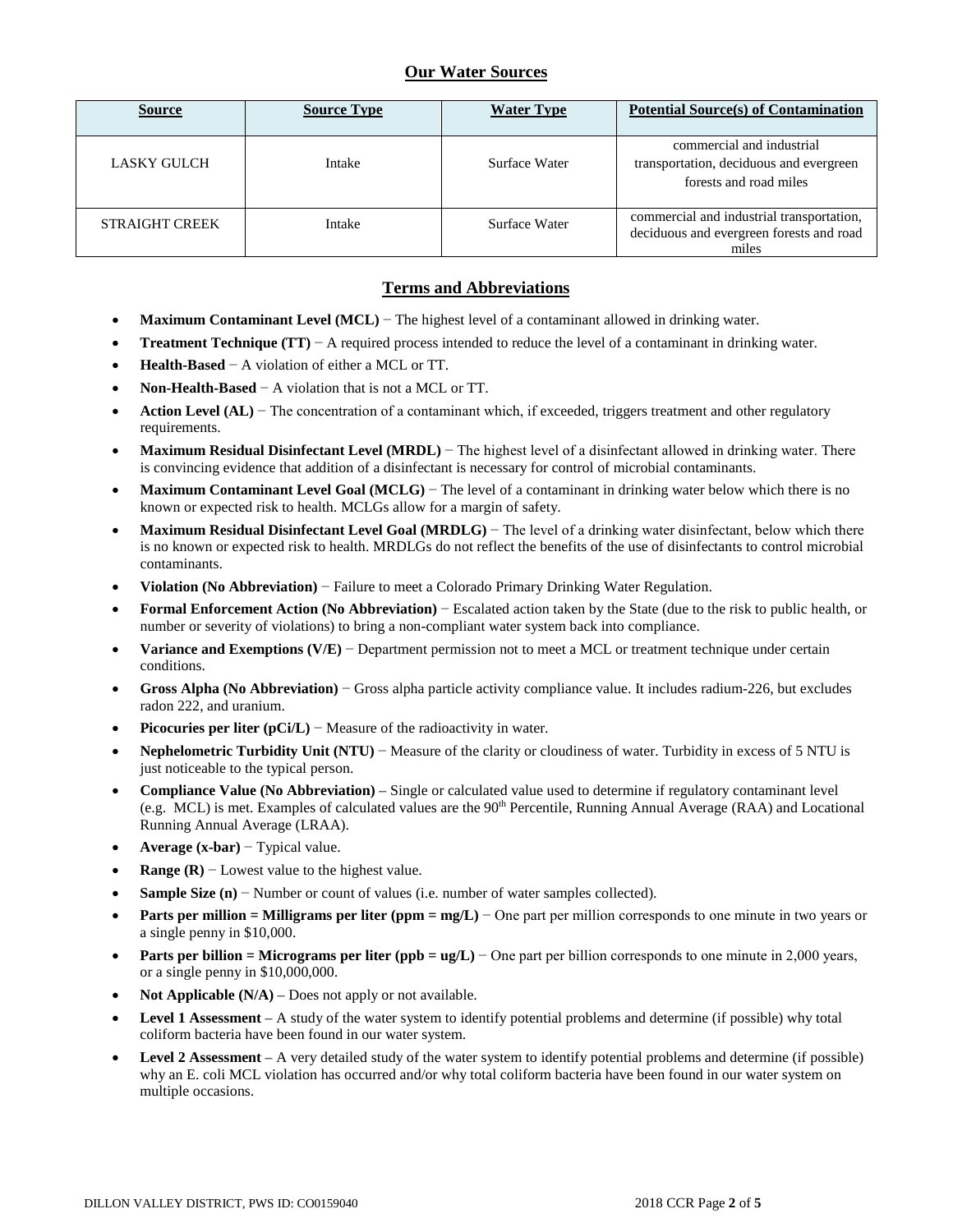## Our Water Sources

| Source | Source Type | Water Type | Potential Source(s) of Contamination |
|---|---|---|---|
| LASKY GULCH | Intake | Surface Water | commercial and industrial transportation, deciduous and evergreen forests and road miles |
| STRAIGHT CREEK | Intake | Surface Water | commercial and industrial transportation, deciduous and evergreen forests and road miles |

## Terms and Abbreviations

- **Maximum Contaminant Level (MCL)** − The highest level of a contaminant allowed in drinking water.
- **Treatment Technique (TT)** − A required process intended to reduce the level of a contaminant in drinking water.
- **Health-Based** − A violation of either a MCL or TT.
- **Non-Health-Based** − A violation that is not a MCL or TT.
- **Action Level (AL)** − The concentration of a contaminant which, if exceeded, triggers treatment and other regulatory requirements.
- **Maximum Residual Disinfectant Level (MRDL)** − The highest level of a disinfectant allowed in drinking water. There is convincing evidence that addition of a disinfectant is necessary for control of microbial contaminants.
- **Maximum Contaminant Level Goal (MCLG)** − The level of a contaminant in drinking water below which there is no known or expected risk to health. MCLGs allow for a margin of safety.
- **Maximum Residual Disinfectant Level Goal (MRDLG)** − The level of a drinking water disinfectant, below which there is no known or expected risk to health. MRDLGs do not reflect the benefits of the use of disinfectants to control microbial contaminants.
- **Violation (No Abbreviation)** − Failure to meet a Colorado Primary Drinking Water Regulation.
- **Formal Enforcement Action (No Abbreviation)** − Escalated action taken by the State (due to the risk to public health, or number or severity of violations) to bring a non-compliant water system back into compliance.
- **Variance and Exemptions (V/E)** − Department permission not to meet a MCL or treatment technique under certain conditions.
- **Gross Alpha (No Abbreviation)** − Gross alpha particle activity compliance value. It includes radium-226, but excludes radon 222, and uranium.
- **Picocuries per liter (pCi/L)** − Measure of the radioactivity in water.
- **Nephelometric Turbidity Unit (NTU)** − Measure of the clarity or cloudiness of water. Turbidity in excess of 5 NTU is just noticeable to the typical person.
- **Compliance Value (No Abbreviation)** – Single or calculated value used to determine if regulatory contaminant level (e.g. MCL) is met. Examples of calculated values are the 90$^{th}$ Percentile, Running Annual Average (RAA) and Locational Running Annual Average (LRAA).
- **Average (x-bar)** − Typical value.
- **Range (R)** − Lowest value to the highest value.
- **Sample Size (n)** − Number or count of values (i.e. number of water samples collected).
- **Parts per million = Milligrams per liter (ppm = mg/L)** − One part per million corresponds to one minute in two years or a single penny in $10,000.
- **Parts per billion = Micrograms per liter (ppb = ug/L)** − One part per billion corresponds to one minute in 2,000 years, or a single penny in $10,000,000.
- **Not Applicable (N/A)** – Does not apply or not available.
- **Level 1 Assessment** – A study of the water system to identify potential problems and determine (if possible) why total coliform bacteria have been found in our water system.
- **Level 2 Assessment** – A very detailed study of the water system to identify potential problems and determine (if possible) why an E. coli MCL violation has occurred and/or why total coliform bacteria have been found in our water system on multiple occasions.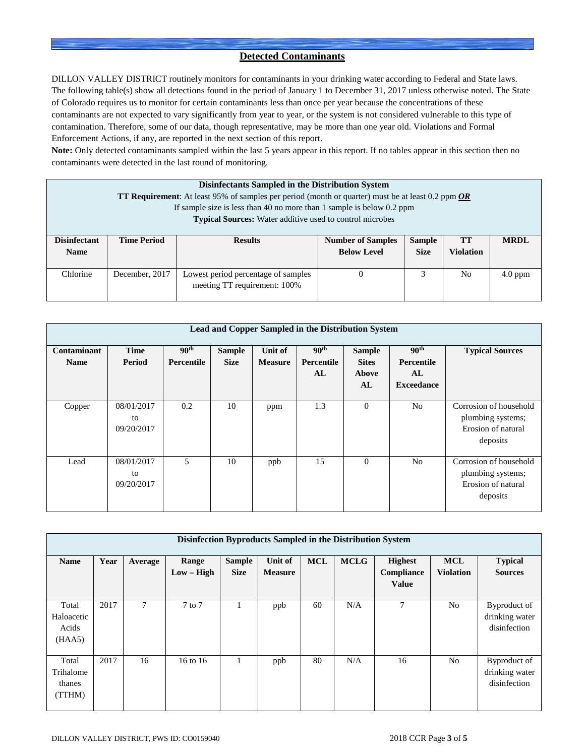## Detected Contaminants

DILLON VALLEY DISTRICT routinely monitors for contaminants in your drinking water according to Federal and State laws. The following table(s) show all detections found in the period of January 1 to December 31, 2017 unless otherwise noted. The State of Colorado requires us to monitor for certain contaminants less than once per year because the concentrations of these contaminants are not expected to vary significantly from year to year, or the system is not considered vulnerable to this type of contamination. Therefore, some of our data, though representative, may be more than one year old. Violations and Formal Enforcement Actions, if any, are reported in the next section of this report.

**Note:** Only detected contaminants sampled within the last 5 years appear in this report. If no tables appear in this section then no contaminants were detected in the last round of monitoring.

**Disinfectants Sampled in the Distribution System**

**TT Requirement**: At least 95% of samples per period (month or quarter) must be at least 0.2 ppm ***OR***
If sample size is less than 40 no more than 1 sample is below 0.2 ppm
**Typical Sources:** Water additive used to control microbes

| Disinfectant Name | Time Period | Results | Number of Samples Below Level | Sample Size | TT Violation | MRDL |
|---|---|---|---|---|---|---|
| Chlorine | December, 2017 | Lowest period percentage of samples meeting TT requirement: 100% | 0 | 3 | No | 4.0 ppm |

**Lead and Copper Sampled in the Distribution System**

| Contaminant Name | Time Period | 90th Percentile | Sample Size | Unit of Measure | 90th Percentile AL | Sample Sites Above AL | 90th Percentile AL Exceedance | Typical Sources |
|---|---|---|---|---|---|---|---|---|
| Copper | 08/01/2017 to 09/20/2017 | 0.2 | 10 | ppm | 1.3 | 0 | No | Corrosion of household plumbing systems; Erosion of natural deposits |
| Lead | 08/01/2017 to 09/20/2017 | 5 | 10 | ppb | 15 | 0 | No | Corrosion of household plumbing systems; Erosion of natural deposits |

**Disinfection Byproducts Sampled in the Distribution System**

| Name | Year | Average | Range Low – High | Sample Size | Unit of Measure | MCL | MCLG | Highest Compliance Value | MCL Violation | Typical Sources |
|---|---|---|---|---|---|---|---|---|---|---|
| Total Haloacetic Acids (HAA5) | 2017 | 7 | 7 to 7 | 1 | ppb | 60 | N/A | 7 | No | Byproduct of drinking water disinfection |
| Total Trihalomethanes (TTHM) | 2017 | 16 | 16 to 16 | 1 | ppb | 80 | N/A | 16 | No | Byproduct of drinking water disinfection |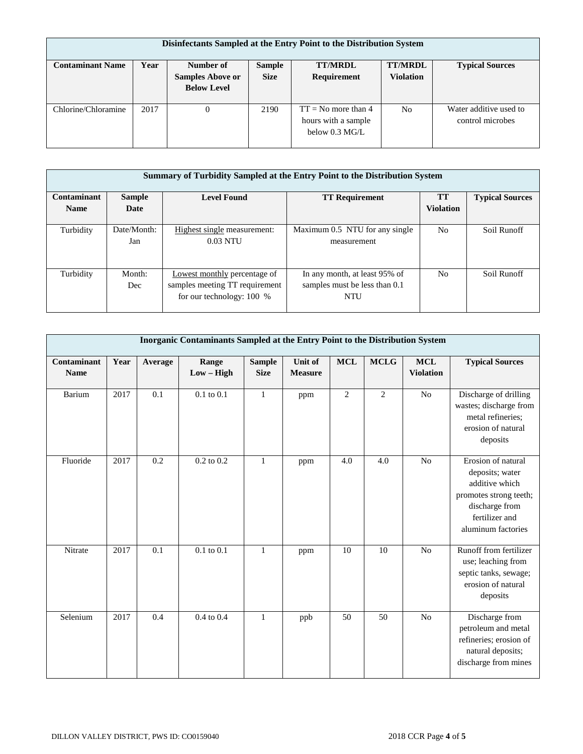| Disinfectants Sampled at the Entry Point to the Distribution System | | | | | | |
|---|---|---|---|---|---|---|
| **Contaminant Name** | **Year** | **Number of Samples Above or Below Level** | **Sample Size** | **TT/MRDL Requirement** | **TT/MRDL Violation** | **Typical Sources** |
| Chlorine/Chloramine | 2017 | 0 | 2190 | TT = No more than 4 hours with a sample below 0.3 MG/L | No | Water additive used to control microbes |

| Summary of Turbidity Sampled at the Entry Point to the Distribution System | | | | | |
|---|---|---|---|---|---|
| **Contaminant Name** | **Sample Date** | **Level Found** | **TT Requirement** | **TT Violation** | **Typical Sources** |
| Turbidity | Date/Month: Jan | Highest single measurement: 0.03 NTU | Maximum 0.5 NTU for any single measurement | No | Soil Runoff |
| Turbidity | Month: Dec | Lowest monthly percentage of samples meeting TT requirement for our technology: 100 % | In any month, at least 95% of samples must be less than 0.1 NTU | No | Soil Runoff |

| Inorganic Contaminants Sampled at the Entry Point to the Distribution System | | | | | | | | | |
|---|---|---|---|---|---|---|---|---|---|
| **Contaminant Name** | **Year** | **Average** | **Range Low – High** | **Sample Size** | **Unit of Measure** | **MCL** | **MCLG** | **MCL Violation** | **Typical Sources** |
| Barium | 2017 | 0.1 | 0.1 to 0.1 | 1 | ppm | 2 | 2 | No | Discharge of drilling wastes; discharge from metal refineries; erosion of natural deposits |
| Fluoride | 2017 | 0.2 | 0.2 to 0.2 | 1 | ppm | 4.0 | 4.0 | No | Erosion of natural deposits; water additive which promotes strong teeth; discharge from fertilizer and aluminum factories |
| Nitrate | 2017 | 0.1 | 0.1 to 0.1 | 1 | ppm | 10 | 10 | No | Runoff from fertilizer use; leaching from septic tanks, sewage; erosion of natural deposits |
| Selenium | 2017 | 0.4 | 0.4 to 0.4 | 1 | ppb | 50 | 50 | No | Discharge from petroleum and metal refineries; erosion of natural deposits; discharge from mines |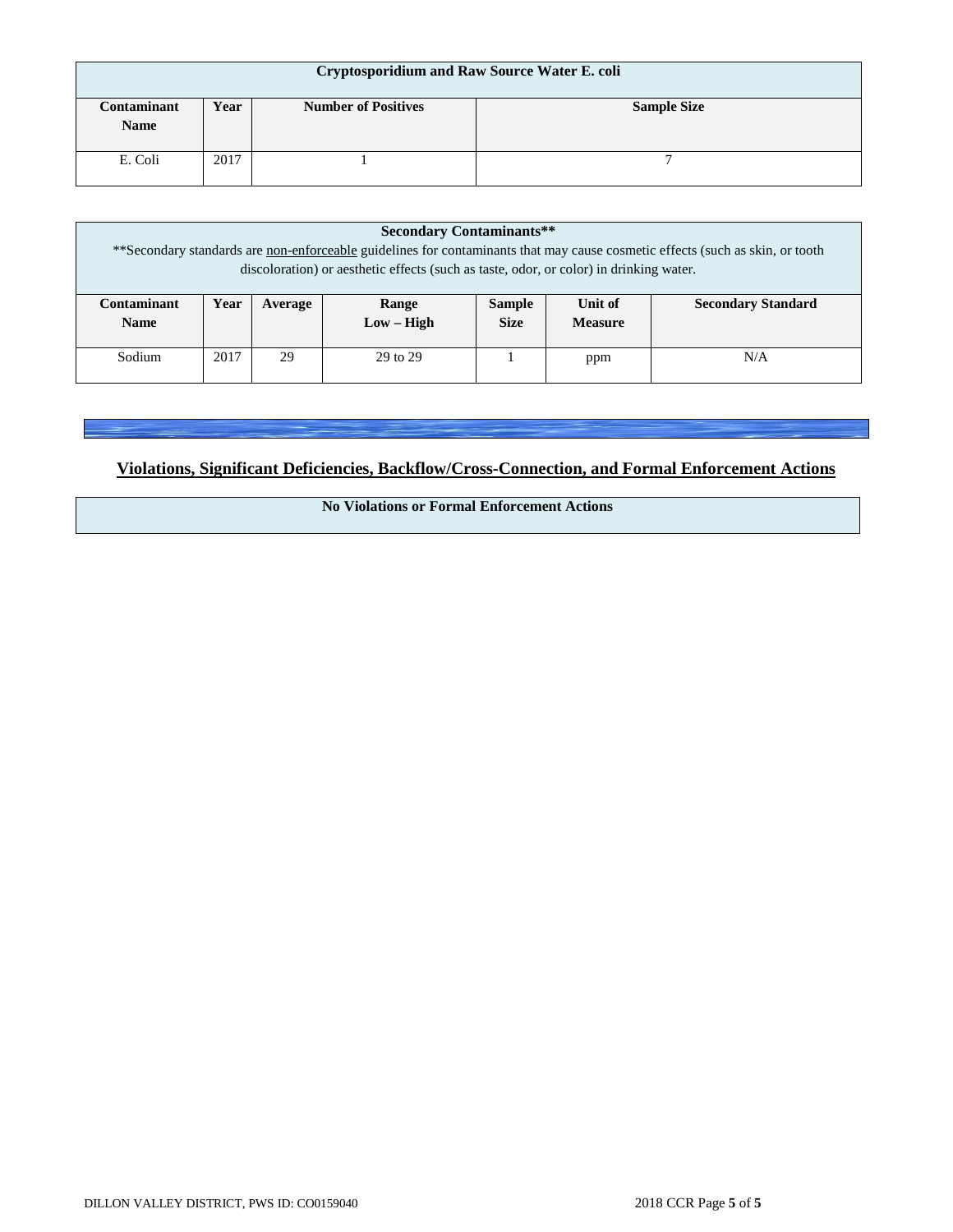| Cryptosporidium and Raw Source Water E. coli | | | |
| --- | --- | --- | --- |
| **Contaminant Name** | **Year** | **Number of Positives** | **Sample Size** |
| E. Coli | 2017 | 1 | 7 |

| Secondary Contaminants** <br> **Secondary standards are non-enforceable guidelines for contaminants that may cause cosmetic effects (such as skin, or tooth discoloration) or aesthetic effects (such as taste, odor, or color) in drinking water. | | | | | | |
| --- | --- | --- | --- | --- | --- | --- |
| **Contaminant Name** | **Year** | **Average** | **Range Low – High** | **Sample Size** | **Unit of Measure** | **Secondary Standard** |
| Sodium | 2017 | 29 | 29 to 29 | 1 | ppm | N/A |

## Violations, Significant Deficiencies, Backflow/Cross-Connection, and Formal Enforcement Actions

**No Violations or Formal Enforcement Actions**